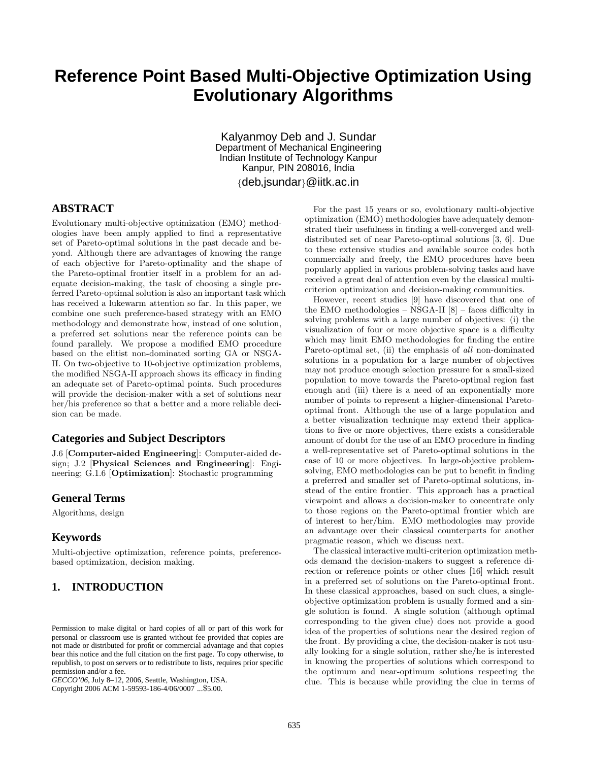# Reference Point Based Multi-Objective Optimization Using Evolutionary Algorithms

Kalyanmoy Deb and J. Sundar
Department of Mechanical Engineering
Indian Institute of Technology Kanpur
Kanpur, PIN 208016, India
{deb,jsundar}@iitk.ac.in

## ABSTRACT

Evolutionary multi-objective optimization (EMO) methodologies have been amply applied to find a representative set of Pareto-optimal solutions in the past decade and beyond. Although there are advantages of knowing the range of each objective for Pareto-optimality and the shape of the Pareto-optimal frontier itself in a problem for an adequate decision-making, the task of choosing a single preferred Pareto-optimal solution is also an important task which has received a lukewarm attention so far. In this paper, we combine one such preference-based strategy with an EMO methodology and demonstrate how, instead of one solution, a preferred set solutions near the reference points can be found parallely. We propose a modified EMO procedure based on the elitist non-dominated sorting GA or NSGA-II. On two-objective to 10-objective optimization problems, the modified NSGA-II approach shows its efficacy in finding an adequate set of Pareto-optimal points. Such procedures will provide the decision-maker with a set of solutions near her/his preference so that a better and a more reliable decision can be made.

## Categories and Subject Descriptors

J.6 [**Computer-aided Engineering**]: Computer-aided design; J.2 [**Physical Sciences and Engineering**]: Engineering; G.1.6 [**Optimization**]: Stochastic programming

## General Terms

Algorithms, design

## Keywords

Multi-objective optimization, reference points, preference-based optimization, decision making.

## 1. INTRODUCTION

For the past 15 years or so, evolutionary multi-objective optimization (EMO) methodologies have adequately demonstrated their usefulness in finding a well-converged and well-distributed set of near Pareto-optimal solutions [3, 6]. Due to these extensive studies and available source codes both commercially and freely, the EMO procedures have been popularly applied in various problem-solving tasks and have received a great deal of attention even by the classical multi-criterion optimization and decision-making communities.

However, recent studies [9] have discovered that one of the EMO methodologies – NSGA-II [8] – faces difficulty in solving problems with a large number of objectives: (i) the visualization of four or more objective space is a difficulty which may limit EMO methodologies for finding the entire Pareto-optimal set, (ii) the emphasis of *all* non-dominated solutions in a population for a large number of objectives may not produce enough selection pressure for a small-sized population to move towards the Pareto-optimal region fast enough and (iii) there is a need of an exponentially more number of points to represent a higher-dimensional Pareto-optimal front. Although the use of a large population and a better visualization technique may extend their applications to five or more objectives, there exists a considerable amount of doubt for the use of an EMO procedure in finding a well-representative set of Pareto-optimal solutions in the case of 10 or more objectives. In large-objective problem-solving, EMO methodologies can be put to benefit in finding a preferred and smaller set of Pareto-optimal solutions, instead of the entire frontier. This approach has a practical viewpoint and allows a decision-maker to concentrate only to those regions on the Pareto-optimal frontier which are of interest to her/him. EMO methodologies may provide an advantage over their classical counterparts for another pragmatic reason, which we discuss next.

The classical interactive multi-criterion optimization methods demand the decision-makers to suggest a reference direction or reference points or other clues [16] which result in a preferred set of solutions on the Pareto-optimal front. In these classical approaches, based on such clues, a single-objective optimization problem is usually formed and a single solution is found. A single solution (although optimal corresponding to the given clue) does not provide a good idea of the properties of solutions near the desired region of the front. By providing a clue, the decision-maker is not usually looking for a single solution, rather she/he is interested in knowing the properties of solutions which correspond to the optimum and near-optimum solutions respecting the clue. This is because while providing the clue in terms of

Permission to make digital or hard copies of all or part of this work for personal or classroom use is granted without fee provided that copies are not made or distributed for profit or commercial advantage and that copies bear this notice and the full citation on the first page. To copy otherwise, to republish, to post on servers or to redistribute to lists, requires prior specific permission and/or a fee.
*GECCO'06*, July 8–12, 2006, Seattle, Washington, USA.
Copyright 2006 ACM 1-59593-186-4/06/0007 ...$5.00.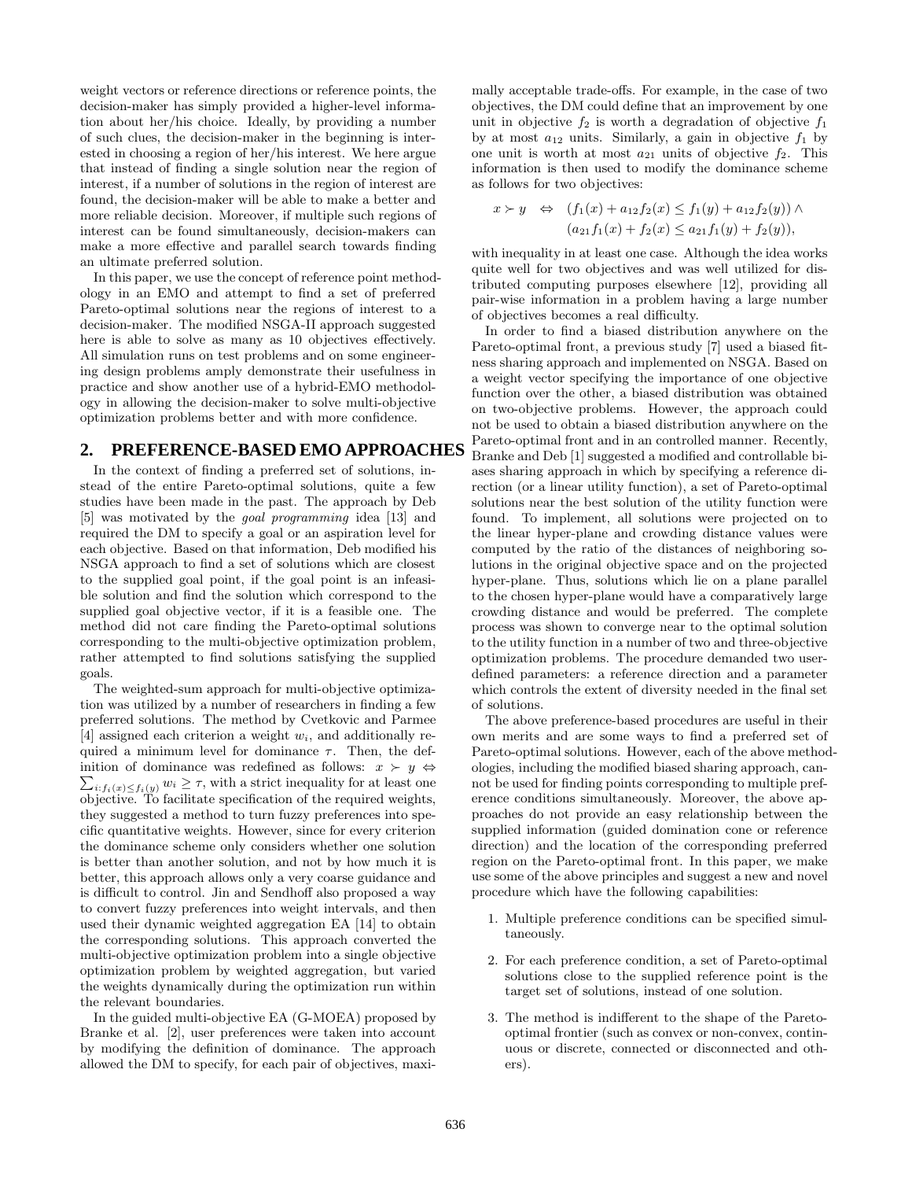weight vectors or reference directions or reference points, the decision-maker has simply provided a higher-level information about her/his choice. Ideally, by providing a number of such clues, the decision-maker in the beginning is interested in choosing a region of her/his interest. We here argue that instead of finding a single solution near the region of interest, if a number of solutions in the region of interest are found, the decision-maker will be able to make a better and more reliable decision. Moreover, if multiple such regions of interest can be found simultaneously, decision-makers can make a more effective and parallel search towards finding an ultimate preferred solution.

In this paper, we use the concept of reference point methodology in an EMO and attempt to find a set of preferred Pareto-optimal solutions near the regions of interest to a decision-maker. The modified NSGA-II approach suggested here is able to solve as many as 10 objectives effectively. All simulation runs on test problems and on some engineering design problems amply demonstrate their usefulness in practice and show another use of a hybrid-EMO methodology in allowing the decision-maker to solve multi-objective optimization problems better and with more confidence.

## 2. PREFERENCE-BASED EMO APPROACHES

In the context of finding a preferred set of solutions, instead of the entire Pareto-optimal solutions, quite a few studies have been made in the past. The approach by Deb [5] was motivated by the *goal programming* idea [13] and required the DM to specify a goal or an aspiration level for each objective. Based on that information, Deb modified his NSGA approach to find a set of solutions which are closest to the supplied goal point, if the goal point is an infeasible solution and find the solution which correspond to the supplied goal objective vector, if it is a feasible one. The method did not care finding the Pareto-optimal solutions corresponding to the multi-objective optimization problem, rather attempted to find solutions satisfying the supplied goals.

The weighted-sum approach for multi-objective optimization was utilized by a number of researchers in finding a few preferred solutions. The method by Cvetkovic and Parmee [4] assigned each criterion a weight $w_i$, and additionally required a minimum level for dominance $\tau$. Then, the definition of dominance was redefined as follows: $x \succ y \Leftrightarrow \sum_{i: f_i(x) \leq f_i(y)} w_i \geq \tau$, with a strict inequality for at least one objective. To facilitate specification of the required weights, they suggested a method to turn fuzzy preferences into specific quantitative weights. However, since for every criterion the dominance scheme only considers whether one solution is better than another solution, and not by how much it is better, this approach allows only a very coarse guidance and is difficult to control. Jin and Sendhoff also proposed a way to convert fuzzy preferences into weight intervals, and then used their dynamic weighted aggregation EA [14] to obtain the corresponding solutions. This approach converted the multi-objective optimization problem into a single objective optimization problem by weighted aggregation, but varied the weights dynamically during the optimization run within the relevant boundaries.

In the guided multi-objective EA (G-MOEA) proposed by Branke et al. [2], user preferences were taken into account by modifying the definition of dominance. The approach allowed the DM to specify, for each pair of objectives, maximally acceptable trade-offs. For example, in the case of two objectives, the DM could define that an improvement by one unit in objective $f_2$ is worth a degradation of objective $f_1$ by at most $a_{12}$ units. Similarly, a gain in objective $f_1$ by one unit is worth at most $a_{21}$ units of objective $f_2$. This information is then used to modify the dominance scheme as follows for two objectives:

$$
\begin{aligned}
x \succ y \quad \Leftrightarrow \quad & (f_1(x) + a_{12} f_2(x) \leq f_1(y) + a_{12} f_2(y)) \wedge \\
& (a_{21} f_1(x) + f_2(x) \leq a_{21} f_1(y) + f_2(y)),
\end{aligned}
$$

with inequality in at least one case. Although the idea works quite well for two objectives and was well utilized for distributed computing purposes elsewhere [12], providing all pair-wise information in a problem having a large number of objectives becomes a real difficulty.

In order to find a biased distribution anywhere on the Pareto-optimal front, a previous study [7] used a biased fitness sharing approach and implemented on NSGA. Based on a weight vector specifying the importance of one objective function over the other, a biased distribution was obtained on two-objective problems. However, the approach could not be used to obtain a biased distribution anywhere on the Pareto-optimal front and in an controlled manner. Recently, Branke and Deb [1] suggested a modified and controllable biases sharing approach in which by specifying a reference direction (or a linear utility function), a set of Pareto-optimal solutions near the best solution of the utility function were found. To implement, all solutions were projected on to the linear hyper-plane and crowding distance values were computed by the ratio of the distances of neighboring solutions in the original objective space and on the projected hyper-plane. Thus, solutions which lie on a plane parallel to the chosen hyper-plane would have a comparatively large crowding distance and would be preferred. The complete process was shown to converge near to the optimal solution to the utility function in a number of two and three-objective optimization problems. The procedure demanded two user-defined parameters: a reference direction and a parameter which controls the extent of diversity needed in the final set of solutions.

The above preference-based procedures are useful in their own merits and are some ways to find a preferred set of Pareto-optimal solutions. However, each of the above methodologies, including the modified biased sharing approach, cannot be used for finding points corresponding to multiple preference conditions simultaneously. Moreover, the above approaches do not provide an easy relationship between the supplied information (guided domination cone or reference direction) and the location of the corresponding preferred region on the Pareto-optimal front. In this paper, we make use some of the above principles and suggest a new and novel procedure which have the following capabilities:

1. Multiple preference conditions can be specified simultaneously.
2. For each preference condition, a set of Pareto-optimal solutions close to the supplied reference point is the target set of solutions, instead of one solution.
3. The method is indifferent to the shape of the Pareto-optimal frontier (such as convex or non-convex, continuous or discrete, connected or disconnected and others).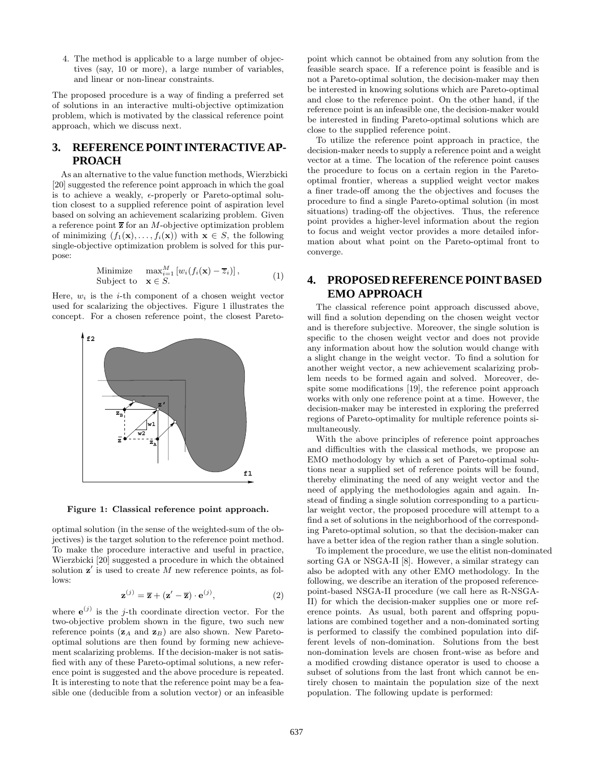4. The method is applicable to a large number of objectives (say, 10 or more), a large number of variables, and linear or non-linear constraints.

The proposed procedure is a way of finding a preferred set of solutions in an interactive multi-objective optimization problem, which is motivated by the classical reference point approach, which we discuss next.

## 3. REFERENCE POINT INTERACTIVE APPROACH

As an alternative to the value function methods, Wierzbicki [20] suggested the reference point approach in which the goal is to achieve a weakly, $\epsilon$-properly or Pareto-optimal solution closest to a supplied reference point of aspiration level based on solving an achievement scalarizing problem. Given a reference point $\overline{\mathbf{z}}$ for an $M$-objective optimization problem of minimizing $(f_1(\mathbf{x}), \ldots, f_i(\mathbf{x}))$ with $\mathbf{x} \in S$, the following single-objective optimization problem is solved for this purpose:

$$\begin{array}{ll} \text{Minimize} & \max_{i=1}^{M} \left[ w_i (f_i(\mathbf{x}) - \overline{z}_i) \right], \\ \text{Subject to} & \mathbf{x} \in S. \end{array} \tag{1}$$

Here, $w_i$ is the $i$-th component of a chosen weight vector used for scalarizing the objectives. Figure 1 illustrates the concept. For a chosen reference point, the closest Pareto-optimal solution (in the sense of the weighted-sum of the objectives) is the target solution to the reference point method. To make the procedure interactive and useful in practice, Wierzbicki [20] suggested a procedure in which the obtained solution $\mathbf{z}'$ is used to create $M$ new reference points, as follows:

**Figure 1: Classical reference point approach.**

$$\mathbf{z}^{(j)} = \overline{\mathbf{z}} + (\mathbf{z}' - \overline{\mathbf{z}}) \cdot \mathbf{e}^{(j)}, \tag{2}$$

where $\mathbf{e}^{(j)}$ is the $j$-th coordinate direction vector. For the two-objective problem shown in the figure, two such new reference points ($\mathbf{z}_A$ and $\mathbf{z}_B$) are also shown. New Pareto-optimal solutions are then found by forming new achievement scalarizing problems. If the decision-maker is not satisfied with any of these Pareto-optimal solutions, a new reference point is suggested and the above procedure is repeated. It is interesting to note that the reference point may be a feasible one (deducible from a solution vector) or an infeasible point which cannot be obtained from any solution from the feasible search space. If a reference point is feasible and is not a Pareto-optimal solution, the decision-maker may then be interested in knowing solutions which are Pareto-optimal and close to the reference point. On the other hand, if the reference point is an infeasible one, the decision-maker would be interested in finding Pareto-optimal solutions which are close to the supplied reference point.

To utilize the reference point approach in practice, the decision-maker needs to supply a reference point and a weight vector at a time. The location of the reference point causes the procedure to focus on a certain region in the Pareto-optimal frontier, whereas a supplied weight vector makes a finer trade-off among the the objectives and focuses the procedure to find a single Pareto-optimal solution (in most situations) trading-off the objectives. Thus, the reference point provides a higher-level information about the region to focus and weight vector provides a more detailed information about what point on the Pareto-optimal front to converge.

## 4. PROPOSED REFERENCE POINT BASED EMO APPROACH

The classical reference point approach discussed above, will find a solution depending on the chosen weight vector and is therefore subjective. Moreover, the single solution is specific to the chosen weight vector and does not provide any information about how the solution would change with a slight change in the weight vector. To find a solution for another weight vector, a new achievement scalarizing problem needs to be formed again and solved. Moreover, despite some modifications [19], the reference point approach works with only one reference point at a time. However, the decision-maker may be interested in exploring the preferred regions of Pareto-optimality for multiple reference points simultaneously.

With the above principles of reference point approaches and difficulties with the classical methods, we propose an EMO methodology by which a set of Pareto-optimal solutions near a supplied set of reference points will be found, thereby eliminating the need of any weight vector and the need of applying the methodologies again and again. Instead of finding a single solution corresponding to a particular weight vector, the proposed procedure will attempt to a find a set of solutions in the neighborhood of the corresponding Pareto-optimal solution, so that the decision-maker can have a better idea of the region rather than a single solution.

To implement the procedure, we use the elitist non-dominated sorting GA or NSGA-II [8]. However, a similar strategy can also be adopted with any other EMO methodology. In the following, we describe an iteration of the proposed reference-point-based NSGA-II procedure (we call here as R-NSGA-II) for which the decision-maker supplies one or more reference points. As usual, both parent and offspring populations are combined together and a non-dominated sorting is performed to classify the combined population into different levels of non-domination. Solutions from the best non-domination levels are chosen front-wise as before and a modified crowding distance operator is used to choose a subset of solutions from the last front which cannot be entirely chosen to maintain the population size of the next population. The following update is performed: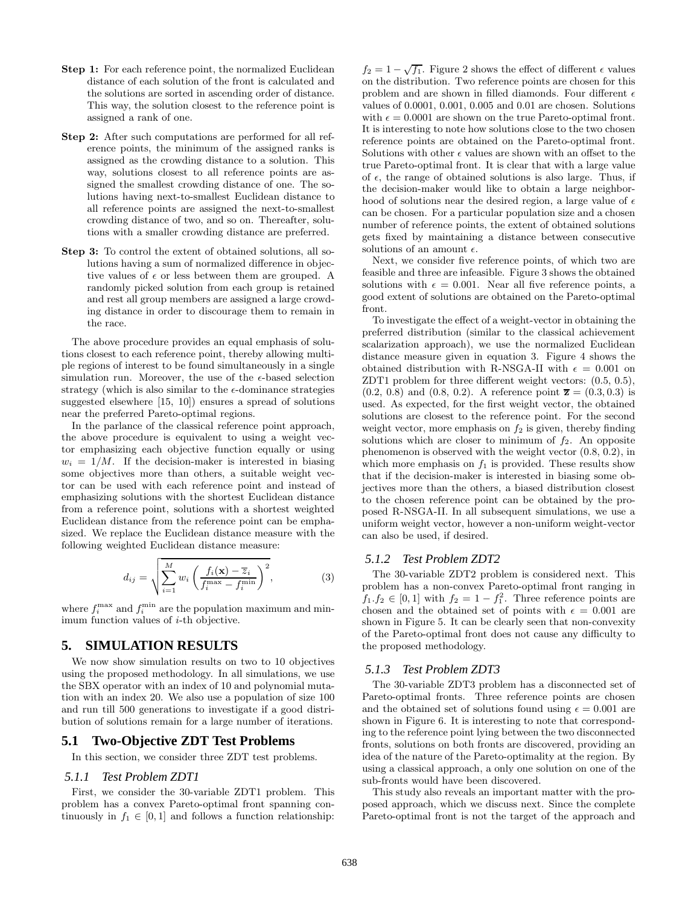**Step 1:** For each reference point, the normalized Euclidean distance of each solution of the front is calculated and the solutions are sorted in ascending order of distance. This way, the solution closest to the reference point is assigned a rank of one.

**Step 2:** After such computations are performed for all reference points, the minimum of the assigned ranks is assigned as the crowding distance to a solution. This way, solutions closest to all reference points are assigned the smallest crowding distance of one. The solutions having next-to-smallest Euclidean distance to all reference points are assigned the next-to-smallest crowding distance of two, and so on. Thereafter, solutions with a smaller crowding distance are preferred.

**Step 3:** To control the extent of obtained solutions, all solutions having a sum of normalized difference in objective values of $\epsilon$ or less between them are grouped. A randomly picked solution from each group is retained and rest all group members are assigned a large crowding distance in order to discourage them to remain in the race.

The above procedure provides an equal emphasis of solutions closest to each reference point, thereby allowing multiple regions of interest to be found simultaneously in a single simulation run. Moreover, the use of the $\epsilon$-based selection strategy (which is also similar to the $\epsilon$-dominance strategies suggested elsewhere [15, 10]) ensures a spread of solutions near the preferred Pareto-optimal regions.

In the parlance of the classical reference point approach, the above procedure is equivalent to using a weight vector emphasizing each objective function equally or using $w_i = 1/M$. If the decision-maker is interested in biasing some objectives more than others, a suitable weight vector can be used with each reference point and instead of emphasizing solutions with the shortest Euclidean distance from a reference point, solutions with a shortest weighted Euclidean distance from the reference point can be emphasized. We replace the Euclidean distance measure with the following weighted Euclidean distance measure:

$$d_{ij} = \sqrt{\sum_{i=1}^{M} w_i \left( \frac{f_i(\mathbf{x}) - \overline{z}_i}{f_i^{\max} - f_i^{\min}} \right)^2}, \quad (3)$$

where $f_i^{\max}$ and $f_i^{\min}$ are the population maximum and minimum function values of $i$-th objective.

# 5. SIMULATION RESULTS

We now show simulation results on two to 10 objectives using the proposed methodology. In all simulations, we use the SBX operator with an index of 10 and polynomial mutation with an index 20. We also use a population of size 100 and run till 500 generations to investigate if a good distribution of solutions remain for a large number of iterations.

## 5.1 Two-Objective ZDT Test Problems

In this section, we consider three ZDT test problems.

### 5.1.1 Test Problem ZDT1

First, we consider the 30-variable ZDT1 problem. This problem has a convex Pareto-optimal front spanning continuously in $f_1 \in [0, 1]$ and follows a function relationship: $f_2 = 1 - \sqrt{f_1}$. Figure 2 shows the effect of different $\epsilon$ values on the distribution. Two reference points are chosen for this problem and are shown in filled diamonds. Four different $\epsilon$ values of 0.0001, 0.001, 0.005 and 0.01 are chosen. Solutions with $\epsilon = 0.0001$ are shown on the true Pareto-optimal front. It is interesting to note how solutions close to the two chosen reference points are obtained on the Pareto-optimal front. Solutions with other $\epsilon$ values are shown with an offset to the true Pareto-optimal front. It is clear that with a large value of $\epsilon$, the range of obtained solutions is also large. Thus, if the decision-maker would like to obtain a large neighborhood of solutions near the desired region, a large value of $\epsilon$ can be chosen. For a particular population size and a chosen number of reference points, the extent of obtained solutions gets fixed by maintaining a distance between consecutive solutions of an amount $\epsilon$.

Next, we consider five reference points, of which two are feasible and three are infeasible. Figure 3 shows the obtained solutions with $\epsilon = 0.001$. Near all five reference points, a good extent of solutions are obtained on the Pareto-optimal front.

To investigate the effect of a weight-vector in obtaining the preferred distribution (similar to the classical achievement scalarization approach), we use the normalized Euclidean distance measure given in equation 3. Figure 4 shows the obtained distribution with R-NSGA-II with $\epsilon = 0.001$ on ZDT1 problem for three different weight vectors: (0.5, 0.5), (0.2, 0.8) and (0.8, 0.2). A reference point $\overline{\mathbf{z}} = (0.3, 0.3)$ is used. As expected, for the first weight vector, the obtained solutions are closest to the reference point. For the second weight vector, more emphasis on $f_2$ is given, thereby finding solutions which are closer to minimum of $f_2$. An opposite phenomenon is observed with the weight vector (0.8, 0.2), in which more emphasis on $f_1$ is provided. These results show that if the decision-maker is interested in biasing some objectives more than the others, a biased distribution closest to the chosen reference point can be obtained by the proposed R-NSGA-II. In all subsequent simulations, we use a uniform weight vector, however a non-uniform weight-vector can also be used, if desired.

### 5.1.2 Test Problem ZDT2

The 30-variable ZDT2 problem is considered next. This problem has a non-convex Pareto-optimal front ranging in $f_1 . f_2 \in [0, 1]$ with $f_2 = 1 - f_1^2$. Three reference points are chosen and the obtained set of points with $\epsilon = 0.001$ are shown in Figure 5. It can be clearly seen that non-convexity of the Pareto-optimal front does not cause any difficulty to the proposed methodology.

### 5.1.3 Test Problem ZDT3

The 30-variable ZDT3 problem has a disconnected set of Pareto-optimal fronts. Three reference points are chosen and the obtained set of solutions found using $\epsilon = 0.001$ are shown in Figure 6. It is interesting to note that corresponding to the reference point lying between the two disconnected fronts, solutions on both fronts are discovered, providing an idea of the nature of the Pareto-optimality at the region. By using a classical approach, a only one solution on one of the sub-fronts would have been discovered.

This study also reveals an important matter with the proposed approach, which we discuss next. Since the complete Pareto-optimal front is not the target of the approach and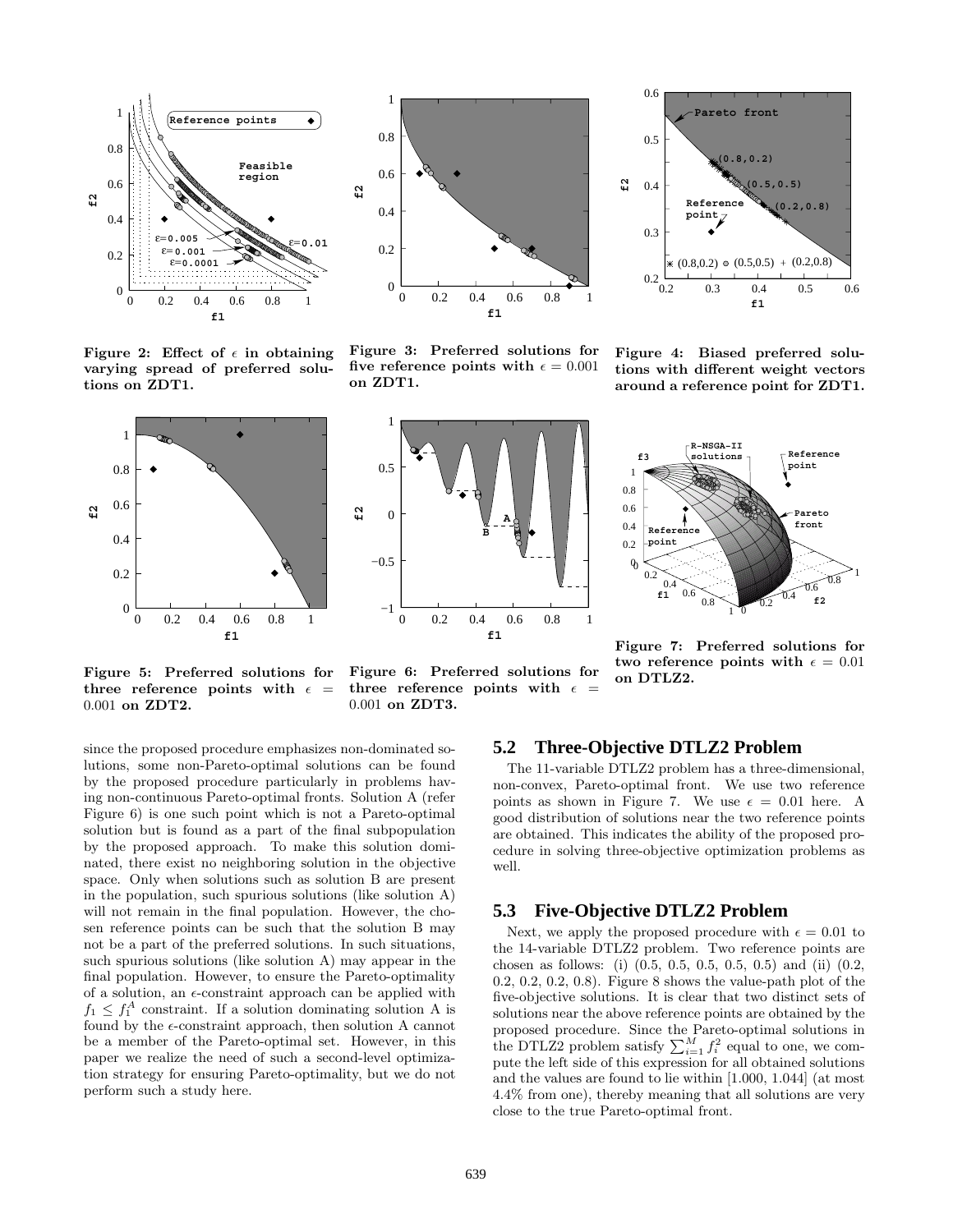Figure 2: Effect of $\epsilon$ in obtaining varying spread of preferred solutions on ZDT1.

Figure 3: Preferred solutions for five reference points with $\epsilon = 0.001$ on ZDT1.

Figure 4: Biased preferred solutions with different weight vectors around a reference point for ZDT1.

Figure 5: Preferred solutions for three reference points with $\epsilon = 0.001$ on ZDT2.

Figure 6: Preferred solutions for three reference points with $\epsilon = 0.001$ on ZDT3.

Figure 7: Preferred solutions for two reference points with $\epsilon = 0.01$ on DTLZ2.

since the proposed procedure emphasizes non-dominated solutions, some non-Pareto-optimal solutions can be found by the proposed procedure particularly in problems having non-continuous Pareto-optimal fronts. Solution A (refer Figure 6) is one such point which is not a Pareto-optimal solution but is found as a part of the final subpopulation by the proposed approach. To make this solution dominated, there exist no neighboring solution in the objective space. Only when solutions such as solution B are present in the population, such spurious solutions (like solution A) will not remain in the final population. However, the chosen reference points can be such that the solution B may not be a part of the preferred solutions. In such situations, such spurious solutions (like solution A) may appear in the final population. However, to ensure the Pareto-optimality of a solution, an $\epsilon$-constraint approach can be applied with $f_1 \leq f_1^A$ constraint. If a solution dominating solution A is found by the $\epsilon$-constraint approach, then solution A cannot be a member of the Pareto-optimal set. However, in this paper we realize the need of such a second-level optimization strategy for ensuring Pareto-optimality, but we do not perform such a study here.

## 5.2 Three-Objective DTLZ2 Problem

The 11-variable DTLZ2 problem has a three-dimensional, non-convex, Pareto-optimal front. We use two reference points as shown in Figure 7. We use $\epsilon = 0.01$ here. A good distribution of solutions near the two reference points are obtained. This indicates the ability of the proposed procedure in solving three-objective optimization problems as well.

## 5.3 Five-Objective DTLZ2 Problem

Next, we apply the proposed procedure with $\epsilon = 0.01$ to the 14-variable DTLZ2 problem. Two reference points are chosen as follows: (i) (0.5, 0.5, 0.5, 0.5, 0.5) and (ii) (0.2, 0.2, 0.2, 0.2, 0.8). Figure 8 shows the value-path plot of the five-objective solutions. It is clear that two distinct sets of solutions near the above reference points are obtained by the proposed procedure. Since the Pareto-optimal solutions in the DTLZ2 problem satisfy $\sum_{i=1}^{M} f_i^2$ equal to one, we compute the left side of this expression for all obtained solutions and the values are found to lie within [1.000, 1.044] (at most 4.4% from one), thereby meaning that all solutions are very close to the true Pareto-optimal front.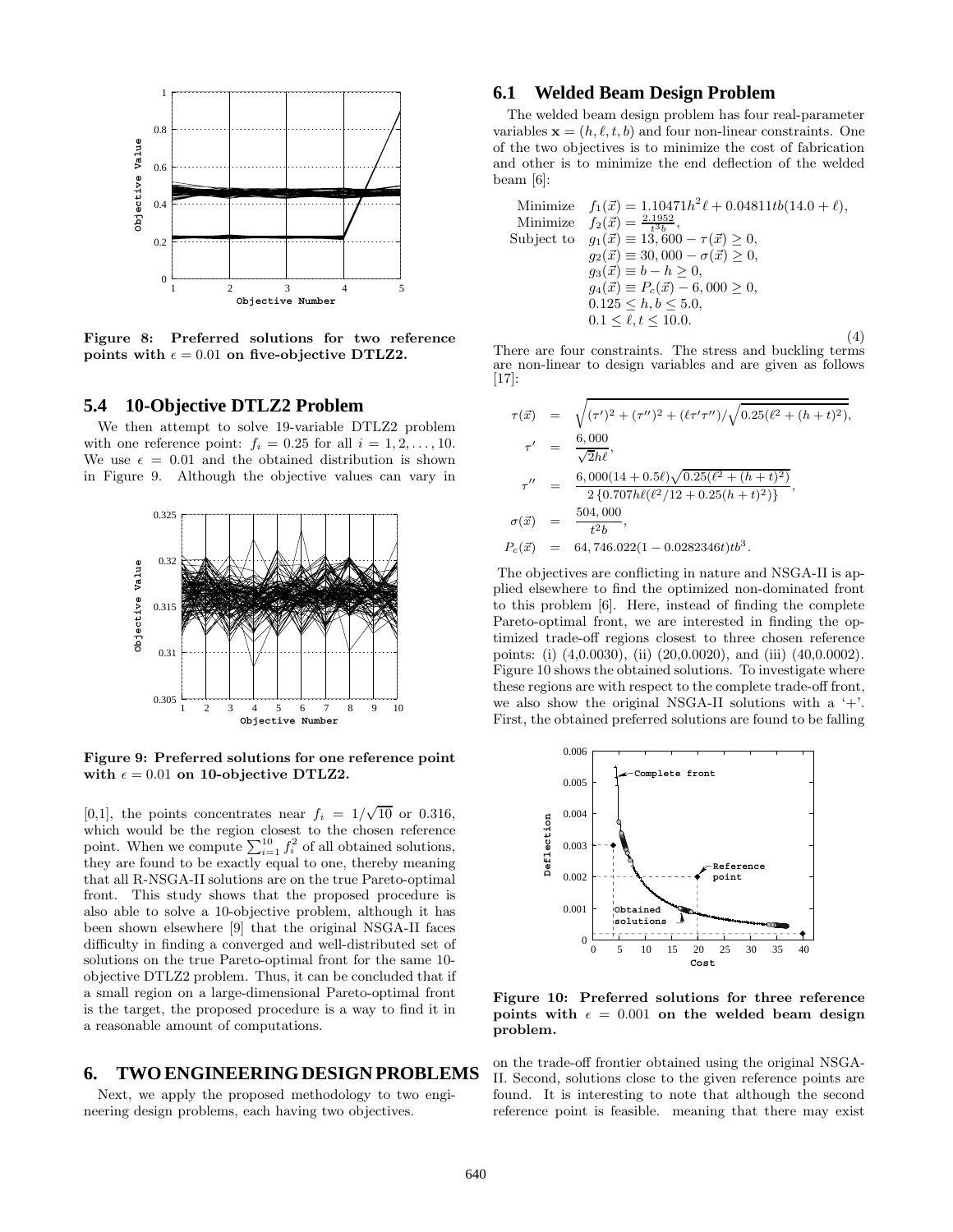Figure 8: Preferred solutions for two reference points with $\epsilon = 0.01$ on five-objective DTLZ2.

### 5.4 10-Objective DTLZ2 Problem

We then attempt to solve 19-variable DTLZ2 problem with one reference point: $f_i = 0.25$ for all $i = 1, 2, \ldots, 10$. We use $\epsilon = 0.01$ and the obtained distribution is shown in Figure 9. Although the objective values can vary in [0,1], the points concentrates near $f_i = 1/\sqrt{10}$ or 0.316, which would be the region closest to the chosen reference point. When we compute $\sum_{i=1}^{10} f_i^2$ of all obtained solutions, they are found to be exactly equal to one, thereby meaning that all R-NSGA-II solutions are on the true Pareto-optimal front. This study shows that the proposed procedure is also able to solve a 10-objective problem, although it has been shown elsewhere [9] that the original NSGA-II faces difficulty in finding a converged and well-distributed set of solutions on the true Pareto-optimal front for the same 10-objective DTLZ2 problem. Thus, it can be concluded that if a small region on a large-dimensional Pareto-optimal front is the target, the proposed procedure is a way to find it in a reasonable amount of computations.

Figure 9: Preferred solutions for one reference point with $\epsilon = 0.01$ on 10-objective DTLZ2.

## 6. TWO ENGINEERING DESIGN PROBLEMS

Next, we apply the proposed methodology to two engineering design problems, each having two objectives.

### 6.1 Welded Beam Design Problem

The welded beam design problem has four real-parameter variables $\mathbf{x} = (h, \ell, t, b)$ and four non-linear constraints. One of the two objectives is to minimize the cost of fabrication and other is to minimize the end deflection of the welded beam [6]:

$$
\begin{array}{ll}
\text{Minimize} & f_1(\vec{x}) = 1.10471h^2\ell + 0.04811tb(14.0 + \ell), \\
\text{Minimize} & f_2(\vec{x}) = \frac{2.1952}{t^3 b}, \\
\text{Subject to} & g_1(\vec{x}) \equiv 13,600 - \tau(\vec{x}) \geq 0, \\
& g_2(\vec{x}) \equiv 30,000 - \sigma(\vec{x}) \geq 0, \\
& g_3(\vec{x}) \equiv b - h \geq 0, \\
& g_4(\vec{x}) \equiv P_c(\vec{x}) - 6,000 \geq 0, \\
& 0.125 \leq h, b \leq 5.0, \\
& 0.1 \leq \ell, t \leq 10.0.
\end{array}
\tag{4}
$$

There are four constraints. The stress and buckling terms are non-linear to design variables and are given as follows [17]:

$$
\begin{aligned}
\tau(\vec{x}) &= \sqrt{(\tau')^2 + (\tau'')^2 + (\ell\tau'\tau'')/\sqrt{0.25(\ell^2 + (h+t)^2)}}, \\
\tau' &= \frac{6,000}{\sqrt{2}h\ell}, \\
\tau'' &= \frac{6,000(14 + 0.5\ell)\sqrt{0.25(\ell^2 + (h+t)^2)}}{2\left\{0.707h\ell(\ell^2/12 + 0.25(h+t)^2)\right\}}, \\
\sigma(\vec{x}) &= \frac{504,000}{t^2 b}, \\
P_c(\vec{x}) &= 64,746.022(1 - 0.0282346t)tb^3.
\end{aligned}
$$

The objectives are conflicting in nature and NSGA-II is applied elsewhere to find the optimized non-dominated front to this problem [6]. Here, instead of finding the complete Pareto-optimal front, we are interested in finding the optimized trade-off regions closest to three chosen reference points: (i) (4,0.0030), (ii) (20,0.0020), and (iii) (40,0.0002). Figure 10 shows the obtained solutions. To investigate where these regions are with respect to the complete trade-off front, we also show the original NSGA-II solutions with a '+'. First, the obtained preferred solutions are found to be falling on the trade-off frontier obtained using the original NSGA-II. Second, solutions close to the given reference points are found. It is interesting to note that although the second reference point is feasible. meaning that there may exist

Figure 10: Preferred solutions for three reference points with $\epsilon = 0.001$ on the welded beam design problem.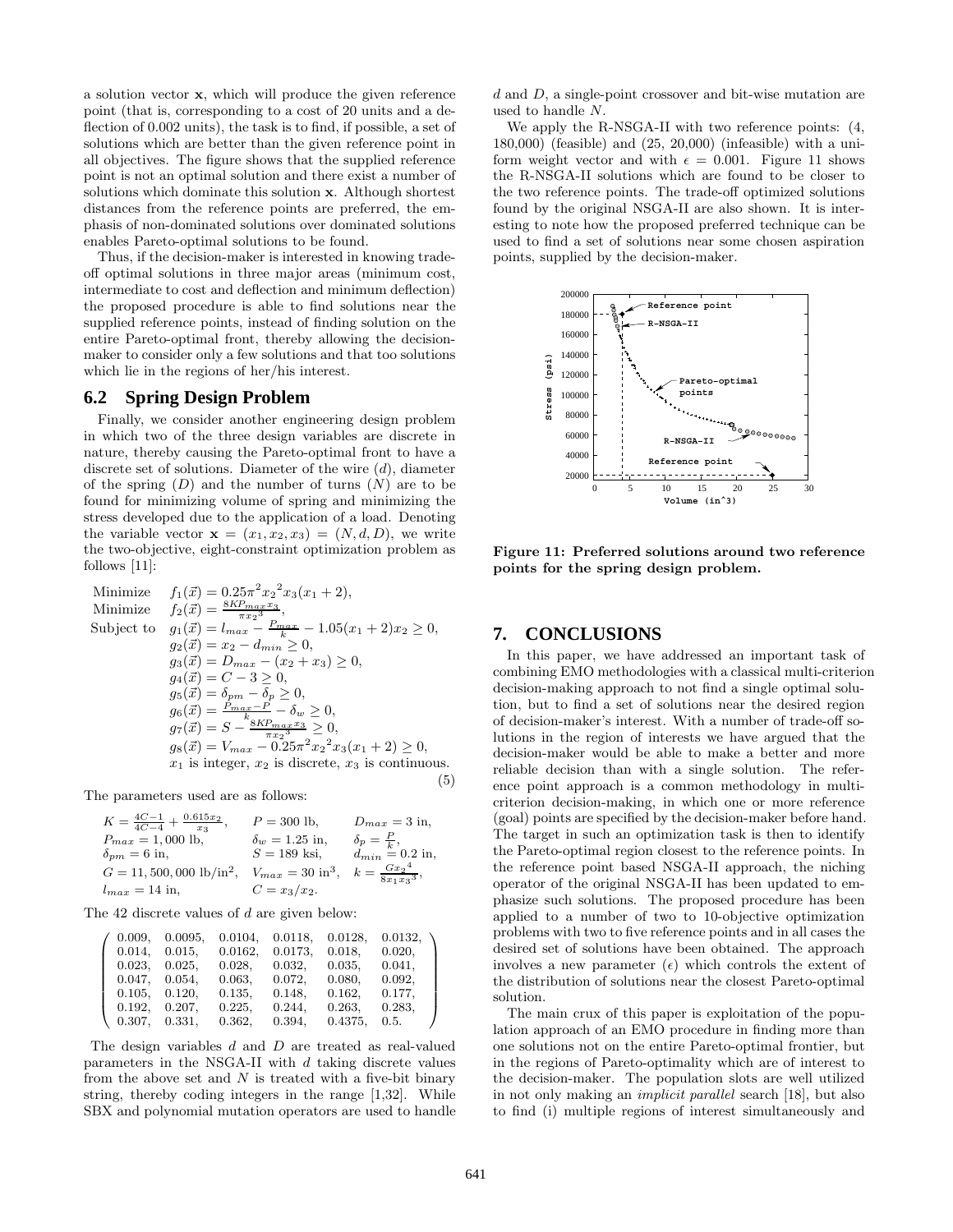a solution vector **x**, which will produce the given reference point (that is, corresponding to a cost of 20 units and a deflection of 0.002 units), the task is to find, if possible, a set of solutions which are better than the given reference point in all objectives. The figure shows that the supplied reference point is not an optimal solution and there exist a number of solutions which dominate this solution **x**. Although shortest distances from the reference points are preferred, the emphasis of non-dominated solutions over dominated solutions enables Pareto-optimal solutions to be found.

Thus, if the decision-maker is interested in knowing tradeoff optimal solutions in three major areas (minimum cost, intermediate to cost and deflection and minimum deflection) the proposed procedure is able to find solutions near the supplied reference points, instead of finding solution on the entire Pareto-optimal front, thereby allowing the decision-maker to consider only a few solutions and that too solutions which lie in the regions of her/his interest.

## 6.2 Spring Design Problem

Finally, we consider another engineering design problem in which two of the three design variables are discrete in nature, thereby causing the Pareto-optimal front to have a discrete set of solutions. Diameter of the wire ($d$), diameter of the spring ($D$) and the number of turns ($N$) are to be found for minimizing volume of spring and minimizing the stress developed due to the application of a load. Denoting the variable vector $\mathbf{x} = (x_1, x_2, x_3) = (N, d, D)$, we write the two-objective, eight-constraint optimization problem as follows [11]:

$$
\begin{array}{ll}
\text{Minimize} & f_1(\vec{x}) = 0.25\pi^2 {x_2}^2 x_3 (x_1 + 2), \\
\text{Minimize} & f_2(\vec{x}) = \frac{8KP_{max}x_3}{\pi {x_2}^3}, \\
\text{Subject to} & g_1(\vec{x}) = l_{max} - \frac{P_{max}}{k} - 1.05(x_1 + 2)x_2 \geq 0, \\
& g_2(\vec{x}) = x_2 - d_{min} \geq 0, \\
& g_3(\vec{x}) = D_{max} - (x_2 + x_3) \geq 0, \\
& g_4(\vec{x}) = C - 3 \geq 0, \\
& g_5(\vec{x}) = \delta_{pm} - \delta_p \geq 0, \\
& g_6(\vec{x}) = \frac{P_{max} - P}{k} - \delta_w \geq 0, \\
& g_7(\vec{x}) = S - \frac{8KP_{max}x_3}{\pi {x_2}^3} \geq 0, \\
& g_8(\vec{x}) = V_{max} - 0.25\pi^2 {x_2}^2 x_3 (x_1 + 2) \geq 0, \\
& x_1 \text{ is integer, } x_2 \text{ is discrete, } x_3 \text{ is continuous.}
\end{array}
\quad (5)
$$

The parameters used are as follows:

$$
\begin{array}{lll}
K = \frac{4C-1}{4C-4} + \frac{0.615x_2}{x_3}, & P = 300 \text{ lb}, & D_{max} = 3 \text{ in}, \\
P_{max} = 1,000 \text{ lb}, & \delta_w = 1.25 \text{ in}, & \delta_p = \frac{P}{k}, \\
\delta_{pm} = 6 \text{ in}, & S = 189 \text{ ksi}, & d_{min} = 0.2 \text{ in}, \\
G = 11,500,000 \text{ lb/in}^2, & V_{max} = 30 \text{ in}^3, & k = \frac{G{x_2}^4}{8x_1{x_3}^3}, \\
l_{max} = 14 \text{ in}, & C = x_3/x_2. &
\end{array}
$$

The 42 discrete values of $d$ are given below:

$$
\left(
\begin{array}{llllll}
0.009, & 0.0095, & 0.0104, & 0.0118, & 0.0128, & 0.0132, \\
0.014, & 0.015, & 0.0162, & 0.0173, & 0.018, & 0.020, \\
0.023, & 0.025, & 0.028, & 0.032, & 0.035, & 0.041, \\
0.047, & 0.054, & 0.063, & 0.072, & 0.080, & 0.092, \\
0.105, & 0.120, & 0.135, & 0.148, & 0.162, & 0.177, \\
0.192, & 0.207, & 0.225, & 0.244, & 0.263, & 0.283, \\
0.307, & 0.331, & 0.362, & 0.394, & 0.4375, & 0.5.
\end{array}
\right)
$$

The design variables $d$ and $D$ are treated as real-valued parameters in the NSGA-II with $d$ taking discrete values from the above set and $N$ is treated with a five-bit binary string, thereby coding integers in the range [1,32]. While SBX and polynomial mutation operators are used to handle $d$ and $D$, a single-point crossover and bit-wise mutation are used to handle $N$.

We apply the R-NSGA-II with two reference points: (4, 180,000) (feasible) and (25, 20,000) (infeasible) with a uniform weight vector and with $\epsilon = 0.001$. Figure 11 shows the R-NSGA-II solutions which are found to be closer to the two reference points. The trade-off optimized solutions found by the original NSGA-II are also shown. It is interesting to note how the proposed preferred technique can be used to find a set of solutions near some chosen aspiration points, supplied by the decision-maker.

**Figure 11: Preferred solutions around two reference points for the spring design problem.**

## 7. CONCLUSIONS

In this paper, we have addressed an important task of combining EMO methodologies with a classical multi-criterion decision-making approach to not find a single optimal solution, but to find a set of solutions near the desired region of decision-maker's interest. With a number of trade-off solutions in the region of interests we have argued that the decision-maker would be able to make a better and more reliable decision than with a single solution. The reference point approach is a common methodology in multi-criterion decision-making, in which one or more reference (goal) points are specified by the decision-maker before hand. The target in such an optimization task is then to identify the Pareto-optimal region closest to the reference points. In the reference point based NSGA-II approach, the niching operator of the original NSGA-II has been updated to emphasize such solutions. The proposed procedure has been applied to a number of two to 10-objective optimization problems with two to five reference points and in all cases the desired set of solutions have been obtained. The approach involves a new parameter ($\epsilon$) which controls the extent of the distribution of solutions near the closest Pareto-optimal solution.

The main crux of this paper is exploitation of the population approach of an EMO procedure in finding more than one solutions not on the entire Pareto-optimal frontier, but in the regions of Pareto-optimality which are of interest to the decision-maker. The population slots are well utilized in not only making an *implicit parallel* search [18], but also to find (i) multiple regions of interest simultaneously and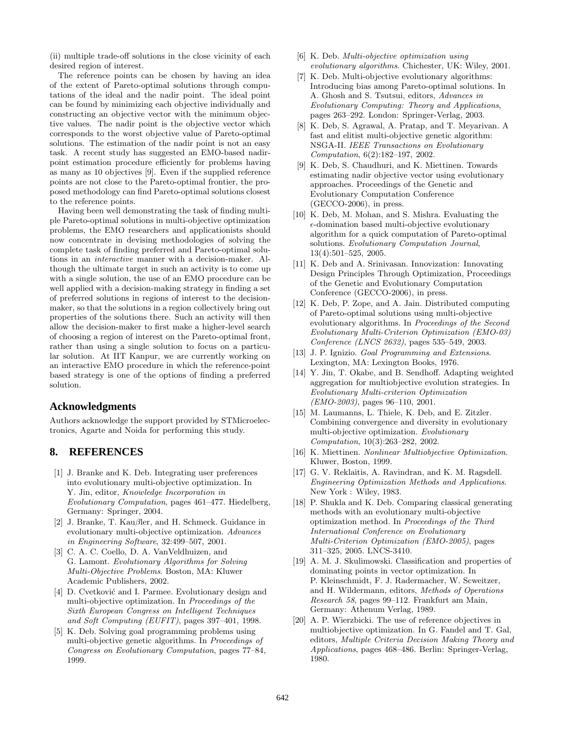(ii) multiple trade-off solutions in the close vicinity of each desired region of interest.

The reference points can be chosen by having an idea of the extent of Pareto-optimal solutions through computations of the ideal and the nadir point. The ideal point can be found by minimizing each objective individually and constructing an objective vector with the minimum objective values. The nadir point is the objective vector which corresponds to the worst objective value of Pareto-optimal solutions. The estimation of the nadir point is not an easy task. A recent study has suggested an EMO-based nadir-point estimation procedure efficiently for problems having as many as 10 objectives [9]. Even if the supplied reference points are not close to the Pareto-optimal frontier, the proposed methodology can find Pareto-optimal solutions closest to the reference points.

Having been well demonstrating the task of finding multiple Pareto-optimal solutions in multi-objective optimization problems, the EMO researchers and applicationists should now concentrate in devising methodologies of solving the complete task of finding preferred and Pareto-optimal solutions in an *interactive* manner with a decision-maker. Although the ultimate target in such an activity is to come up with a single solution, the use of an EMO procedure can be well applied with a decision-making strategy in finding a set of preferred solutions in regions of interest to the decision-maker, so that the solutions in a region collectively bring out properties of the solutions there. Such an activity will then allow the decision-maker to first make a higher-level search of choosing a region of interest on the Pareto-optimal front, rather than using a single solution to focus on a particular solution. At IIT Kanpur, we are currently working on an interactive EMO procedure in which the reference-point based strategy is one of the options of finding a preferred solution.

## Acknowledgments

Authors acknowledge the support provided by STMicroelectronics, Agarte and Noida for performing this study.

## 8. REFERENCES

[1] J. Branke and K. Deb. Integrating user preferences into evolutionary multi-objective optimization. In Y. Jin, editor, *Knowledge Incorporation in Evolutionary Computation*, pages 461–477. Hiedelberg, Germany: Springer, 2004.

[2] J. Branke, T. Kauβler, and H. Schmeck. Guidance in evolutionary multi-objective optimization. *Advances in Engineering Software*, 32:499–507, 2001.

[3] C. A. C. Coello, D. A. VanVeldhuizen, and G. Lamont. *Evolutionary Algorithms for Solving Multi-Objective Problems*. Boston, MA: Kluwer Academic Publishers, 2002.

[4] D. Cvetković and I. Parmee. Evolutionary design and multi-objective optimization. In *Proceedings of the Sixth European Congress on Intelligent Techniques and Soft Computing (EUFIT)*, pages 397–401, 1998.

[5] K. Deb. Solving goal programming problems using multi-objective genetic algorithms. In *Proceedings of Congress on Evolutionary Computation*, pages 77–84, 1999.

[6] K. Deb. *Multi-objective optimization using evolutionary algorithms*. Chichester, UK: Wiley, 2001.

[7] K. Deb. Multi-objective evolutionary algorithms: Introducing bias among Pareto-optimal solutions. In A. Ghosh and S. Tsutsui, editors, *Advances in Evolutionary Computing: Theory and Applications*, pages 263–292. London: Springer-Verlag, 2003.

[8] K. Deb, S. Agrawal, A. Pratap, and T. Meyarivan. A fast and elitist multi-objective genetic algorithm: NSGA-II. *IEEE Transactions on Evolutionary Computation*, 6(2):182–197, 2002.

[9] K. Deb, S. Chaudhuri, and K. Miettinen. Towards estimating nadir objective vector using evolutionary approaches. Proceedings of the Genetic and Evolutionary Computation Conference (GECCO-2006), in press.

[10] K. Deb, M. Mohan, and S. Mishra. Evaluating the $\epsilon$-domination based multi-objective evolutionary algorithm for a quick computation of Pareto-optimal solutions. *Evolutionary Computation Journal*, 13(4):501–525, 2005.

[11] K. Deb and A. Srinivasan. Innovization: Innovating Design Principles Through Optimization, Proceedings of the Genetic and Evolutionary Computation Conference (GECCO-2006), in press.

[12] K. Deb, P. Zope, and A. Jain. Distributed computing of Pareto-optimal solutions using multi-objective evolutionary algorithms. In *Proceedings of the Second Evolutionary Multi-Criterion Optimization (EMO-03) Conference (LNCS 2632)*, pages 535–549, 2003.

[13] J. P. Ignizio. *Goal Programming and Extensions*. Lexington, MA: Lexington Books, 1976.

[14] Y. Jin, T. Okabe, and B. Sendhoff. Adapting weighted aggregation for multiobjective evolution strategies. In *Evolutionary Multi-criterion Optimization (EMO-2003)*, pages 96–110, 2001.

[15] M. Laumanns, L. Thiele, K. Deb, and E. Zitzler. Combining convergence and diversity in evolutionary multi-objective optimization. *Evolutionary Computation*, 10(3):263–282, 2002.

[16] K. Miettinen. *Nonlinear Multiobjective Optimization*. Kluwer, Boston, 1999.

[17] G. V. Reklaitis, A. Ravindran, and K. M. Ragsdell. *Engineering Optimization Methods and Applications*. New York : Wiley, 1983.

[18] P. Shukla and K. Deb. Comparing classical generating methods with an evolutionary multi-objective optimization method. In *Proceedings of the Third International Conference on Evolutionary Multi-Criterion Optimization (EMO-2005)*, pages 311–325, 2005. LNCS-3410.

[19] A. M. J. Skulimowski. Classification and properties of dominating points in vector optimization. In P. Kleinschmidt, F. J. Radermacher, W. Scweitzer, and H. Wildermann, editors, *Methods of Operations Research 58*, pages 99–112. Frankfurt am Main, Germany: Athenum Verlag, 1989.

[20] A. P. Wierzbicki. The use of reference objectives in multiobjective optimization. In G. Fandel and T. Gal, editors, *Multiple Criteria Decision Making Theory and Applications*, pages 468–486. Berlin: Springer-Verlag, 1980.